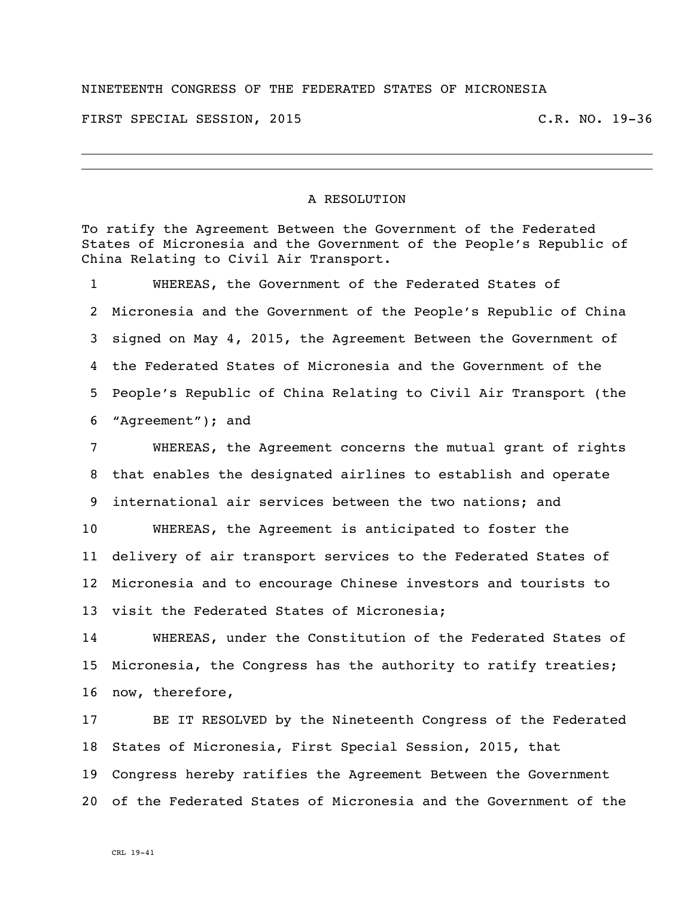NINETEENTH CONGRESS OF THE FEDERATED STATES OF MICRONESIA

FIRST SPECIAL SESSION, 2015 C.R. NO. 19-36

---

# A RESOLUTION

To ratify the Agreement Between the Government of the Federated States of Micronesia and the Government of the People's Republic of China Relating to Civil Air Transport.

1 WHEREAS, the Government of the Federated States of
2 Micronesia and the Government of the People's Republic of China
3 signed on May 4, 2015, the Agreement Between the Government of
4 the Federated States of Micronesia and the Government of the
5 People's Republic of China Relating to Civil Air Transport (the
6 "Agreement"); and

7 WHEREAS, the Agreement concerns the mutual grant of rights
8 that enables the designated airlines to establish and operate
9 international air services between the two nations; and

10 WHEREAS, the Agreement is anticipated to foster the
11 delivery of air transport services to the Federated States of
12 Micronesia and to encourage Chinese investors and tourists to
13 visit the Federated States of Micronesia;

14 WHEREAS, under the Constitution of the Federated States of
15 Micronesia, the Congress has the authority to ratify treaties;
16 now, therefore,

17 BE IT RESOLVED by the Nineteenth Congress of the Federated
18 States of Micronesia, First Special Session, 2015, that
19 Congress hereby ratifies the Agreement Between the Government
20 of the Federated States of Micronesia and the Government of the

CRL 19-41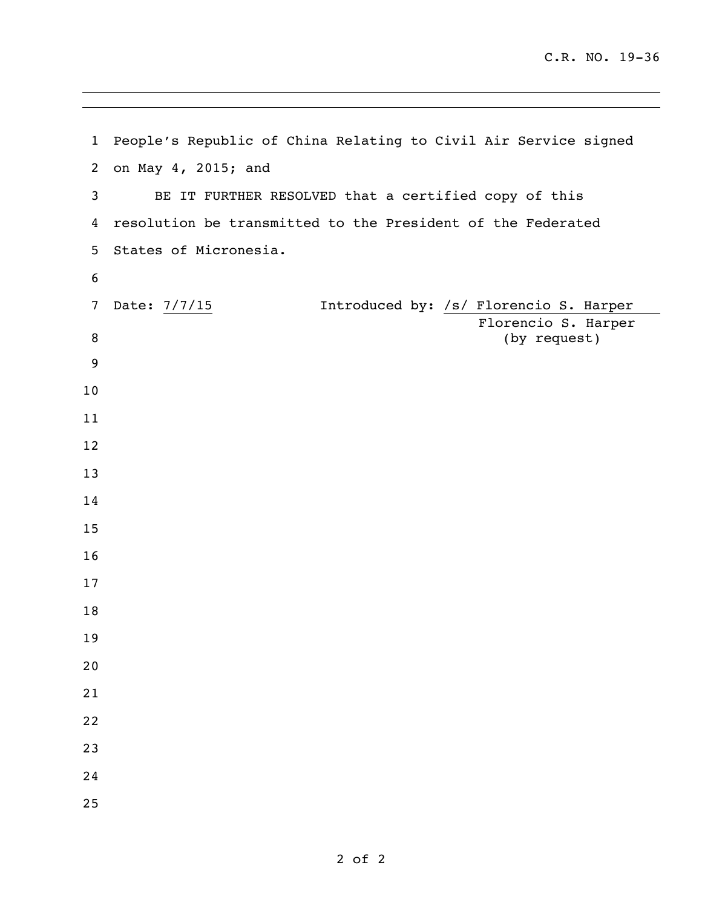People's Republic of China Relating to Civil Air Service signed on May 4, 2015; and

BE IT FURTHER RESOLVED that a certified copy of this resolution be transmitted to the President of the Federated States of Micronesia.

Date: 7/7/15 Introduced by: /s/ Florencio S. Harper
Florencio S. Harper
(by request)